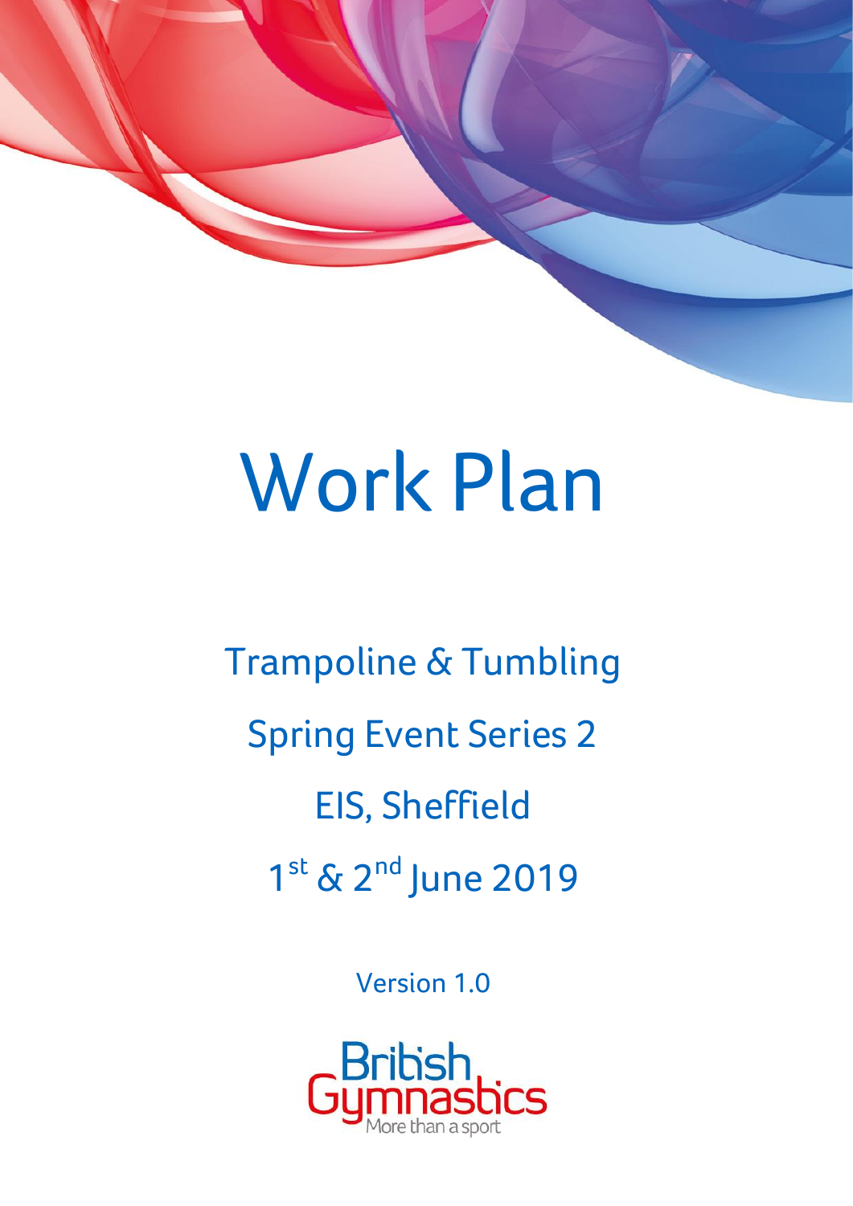# Work Plan

Trampoline & Tumbling

Spring Event Series 2

EIS, Sheffield

1st & 2nd June 2019

Version 1.0

British Gymnastics

More than a sport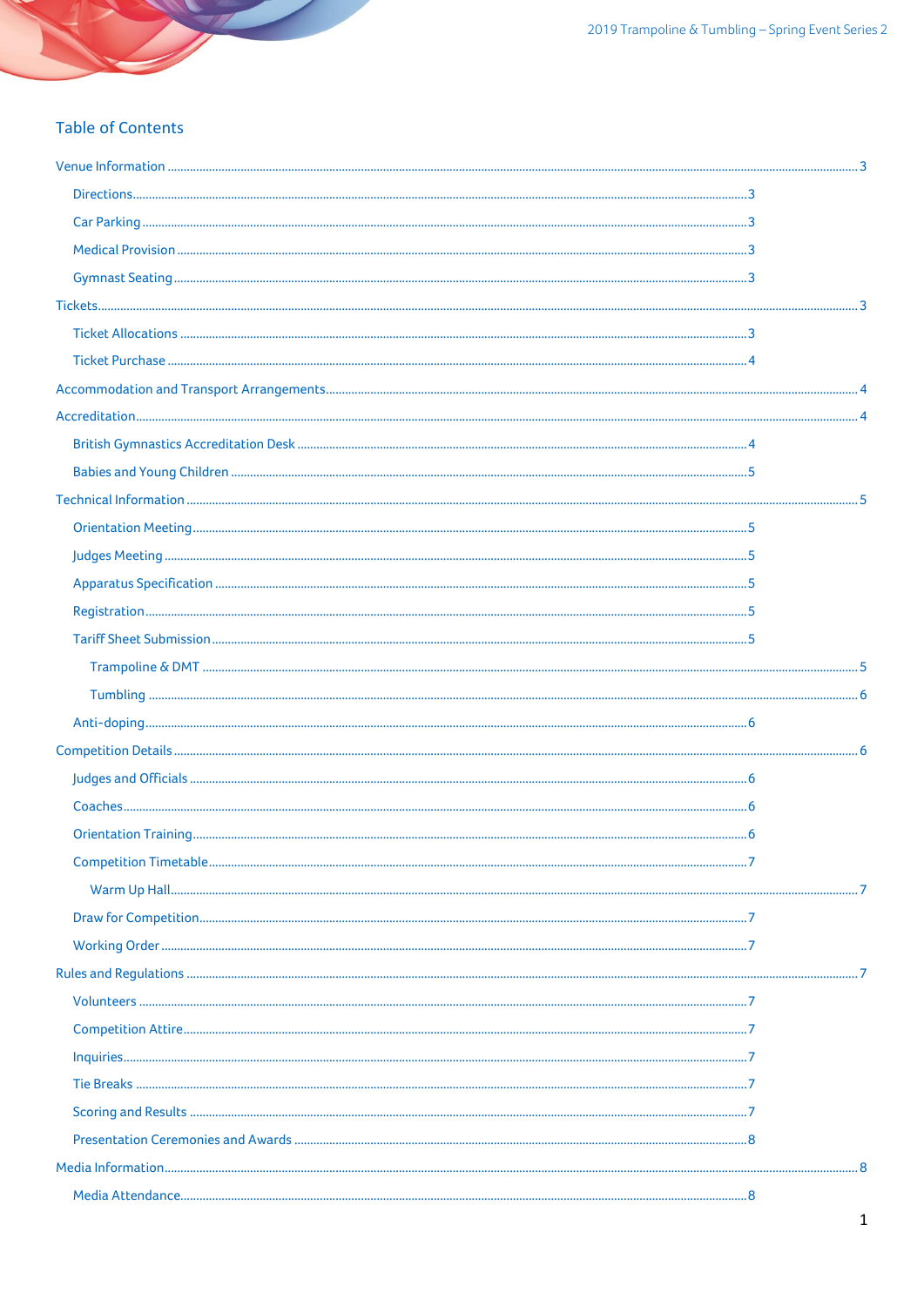## Table of Contents

- Venue Information ... 3
  - Directions ... 3
  - Car Parking ... 3
  - Medical Provision ... 3
  - Gymnast Seating ... 3
- Tickets ... 3
  - Ticket Allocations ... 3
  - Ticket Purchase ... 4
- Accommodation and Transport Arrangements ... 4
- Accreditation ... 4
  - British Gymnastics Accreditation Desk ... 4
  - Babies and Young Children ... 5
- Technical Information ... 5
  - Orientation Meeting ... 5
  - Judges Meeting ... 5
  - Apparatus Specification ... 5
  - Registration ... 5
  - Tariff Sheet Submission ... 5
    - Trampoline & DMT ... 5
    - Tumbling ... 6
  - Anti-doping ... 6
- Competition Details ... 6
  - Judges and Officials ... 6
  - Coaches ... 6
  - Orientation Training ... 6
  - Competition Timetable ... 7
    - Warm Up Hall ... 7
  - Draw for Competition ... 7
  - Working Order ... 7
- Rules and Regulations ... 7
  - Volunteers ... 7
  - Competition Attire ... 7
  - Inquiries ... 7
  - Tie Breaks ... 7
  - Scoring and Results ... 7
  - Presentation Ceremonies and Awards ... 8
- Media Information ... 8
  - Media Attendance ... 8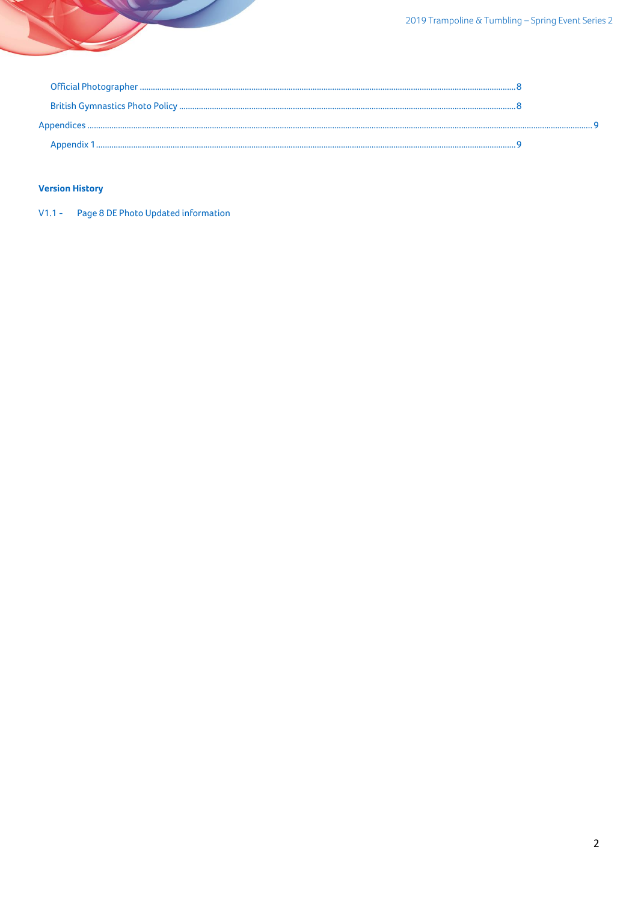Official Photographer ............................................................................................................................................................8

British Gymnastics Photo Policy ...............................................................................................................................................8

Appendices ..................................................................................................................................................................................................9

Appendix 1 ...............................................................................................................................................................................9

**Version History**

V1.1 - Page 8 DE Photo Updated information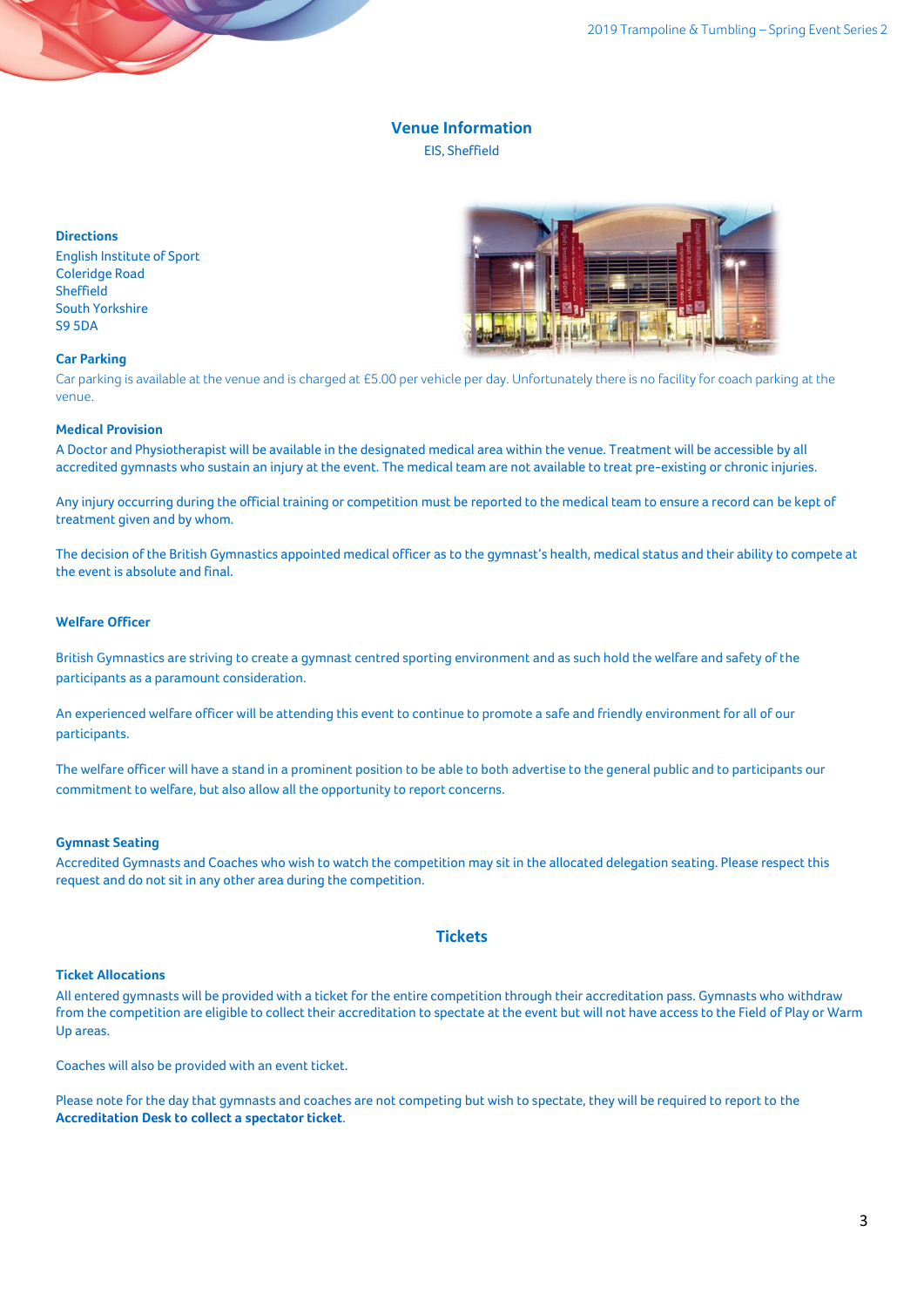## Venue Information

EIS, Sheffield

### Directions

English Institute of Sport
Coleridge Road
Sheffield
South Yorkshire
S9 5DA

### Car Parking

Car parking is available at the venue and is charged at £5.00 per vehicle per day. Unfortunately there is no facility for coach parking at the venue.

### Medical Provision

A Doctor and Physiotherapist will be available in the designated medical area within the venue. Treatment will be accessible by all accredited gymnasts who sustain an injury at the event. The medical team are not available to treat pre-existing or chronic injuries.

Any injury occurring during the official training or competition must be reported to the medical team to ensure a record can be kept of treatment given and by whom.

The decision of the British Gymnastics appointed medical officer as to the gymnast's health, medical status and their ability to compete at the event is absolute and final.

### Welfare Officer

British Gymnastics are striving to create a gymnast centred sporting environment and as such hold the welfare and safety of the participants as a paramount consideration.

An experienced welfare officer will be attending this event to continue to promote a safe and friendly environment for all of our participants.

The welfare officer will have a stand in a prominent position to be able to both advertise to the general public and to participants our commitment to welfare, but also allow all the opportunity to report concerns.

### Gymnast Seating

Accredited Gymnasts and Coaches who wish to watch the competition may sit in the allocated delegation seating. Please respect this request and do not sit in any other area during the competition.

## Tickets

### Ticket Allocations

All entered gymnasts will be provided with a ticket for the entire competition through their accreditation pass. Gymnasts who withdraw from the competition are eligible to collect their accreditation to spectate at the event but will not have access to the Field of Play or Warm Up areas.

Coaches will also be provided with an event ticket.

Please note for the day that gymnasts and coaches are not competing but wish to spectate, they will be required to report to the **Accreditation Desk to collect a spectator ticket**.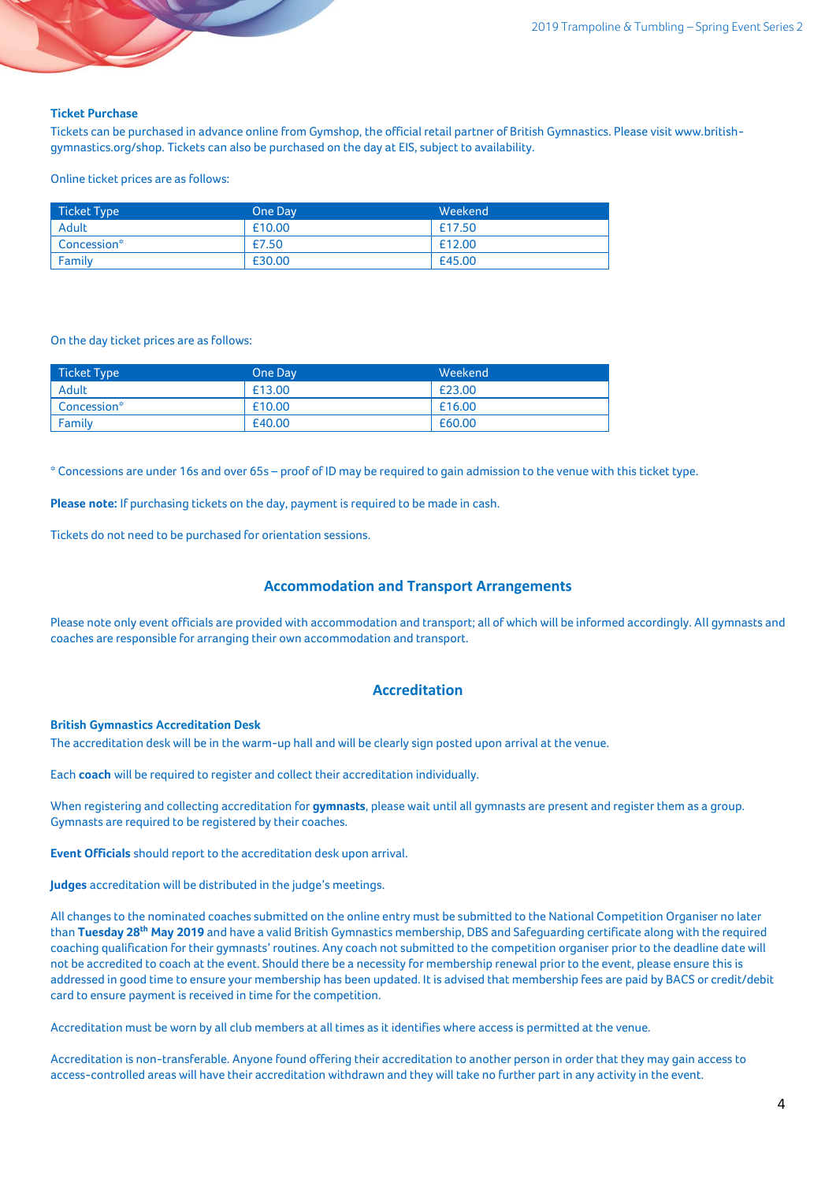### Ticket Purchase

Tickets can be purchased in advance online from Gymshop, the official retail partner of British Gymnastics. Please visit www.british-gymnastics.org/shop. Tickets can also be purchased on the day at EIS, subject to availability.

Online ticket prices are as follows:

| Ticket Type | One Day | Weekend |
|---|---|---|
| Adult | £10.00 | £17.50 |
| Concession* | £7.50 | £12.00 |
| Family | £30.00 | £45.00 |

On the day ticket prices are as follows:

| Ticket Type | One Day | Weekend |
|---|---|---|
| Adult | £13.00 | £23.00 |
| Concession* | £10.00 | £16.00 |
| Family | £40.00 | £60.00 |

* Concessions are under 16s and over 65s – proof of ID may be required to gain admission to the venue with this ticket type.

**Please note:** If purchasing tickets on the day, payment is required to be made in cash.

Tickets do not need to be purchased for orientation sessions.

## Accommodation and Transport Arrangements

Please note only event officials are provided with accommodation and transport; all of which will be informed accordingly. All gymnasts and coaches are responsible for arranging their own accommodation and transport.

## Accreditation

### British Gymnastics Accreditation Desk

The accreditation desk will be in the warm-up hall and will be clearly sign posted upon arrival at the venue.

Each **coach** will be required to register and collect their accreditation individually.

When registering and collecting accreditation for **gymnasts**, please wait until all gymnasts are present and register them as a group. Gymnasts are required to be registered by their coaches.

**Event Officials** should report to the accreditation desk upon arrival.

**Judges** accreditation will be distributed in the judge's meetings.

All changes to the nominated coaches submitted on the online entry must be submitted to the National Competition Organiser no later than **Tuesday 28th May 2019** and have a valid British Gymnastics membership, DBS and Safeguarding certificate along with the required coaching qualification for their gymnasts' routines. Any coach not submitted to the competition organiser prior to the deadline date will not be accredited to coach at the event. Should there be a necessity for membership renewal prior to the event, please ensure this is addressed in good time to ensure your membership has been updated. It is advised that membership fees are paid by BACS or credit/debit card to ensure payment is received in time for the competition.

Accreditation must be worn by all club members at all times as it identifies where access is permitted at the venue.

Accreditation is non-transferable. Anyone found offering their accreditation to another person in order that they may gain access to access-controlled areas will have their accreditation withdrawn and they will take no further part in any activity in the event.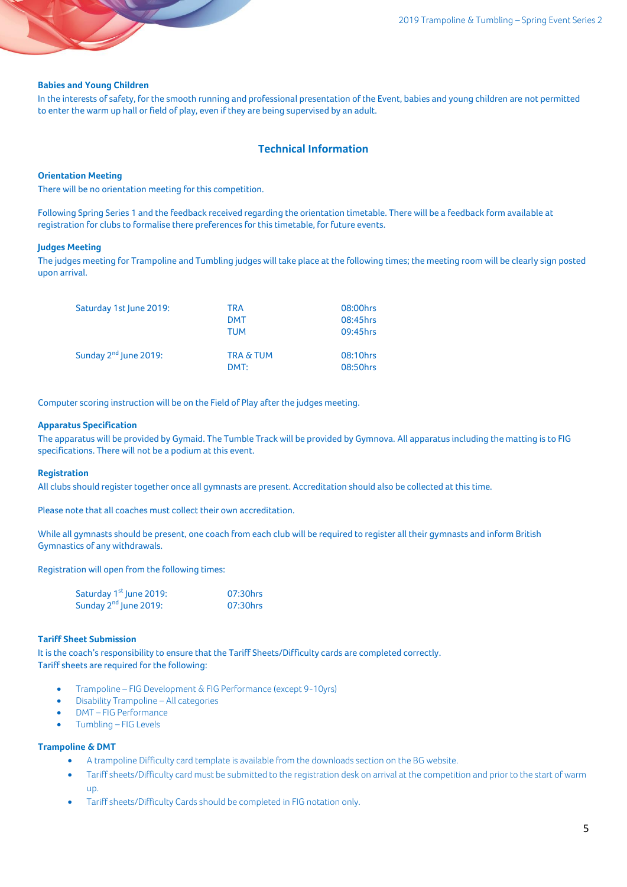### Babies and Young Children

In the interests of safety, for the smooth running and professional presentation of the Event, babies and young children are not permitted to enter the warm up hall or field of play, even if they are being supervised by an adult.

## Technical Information

### Orientation Meeting

There will be no orientation meeting for this competition.

Following Spring Series 1 and the feedback received regarding the orientation timetable. There will be a feedback form available at registration for clubs to formalise there preferences for this timetable, for future events.

### Judges Meeting

The judges meeting for Trampoline and Tumbling judges will take place at the following times; the meeting room will be clearly sign posted upon arrival.

| | | |
|---|---|---|
| Saturday 1st June 2019: | TRA | 08:00hrs |
| | DMT | 08:45hrs |
| | TUM | 09:45hrs |
| Sunday 2nd June 2019: | TRA & TUM | 08:10hrs |
| | DMT: | 08:50hrs |

Computer scoring instruction will be on the Field of Play after the judges meeting.

### Apparatus Specification

The apparatus will be provided by Gymaid. The Tumble Track will be provided by Gymnova. All apparatus including the matting is to FIG specifications. There will not be a podium at this event.

### Registration

All clubs should register together once all gymnasts are present. Accreditation should also be collected at this time.

Please note that all coaches must collect their own accreditation.

While all gymnasts should be present, one coach from each club will be required to register all their gymnasts and inform British Gymnastics of any withdrawals.

Registration will open from the following times:

| | |
|---|---|
| Saturday 1st June 2019: | 07:30hrs |
| Sunday 2nd June 2019: | 07:30hrs |

### Tariff Sheet Submission

It is the coach's responsibility to ensure that the Tariff Sheets/Difficulty cards are completed correctly.
Tariff sheets are required for the following:

- Trampoline – FIG Development & FIG Performance (except 9-10yrs)
- Disability Trampoline – All categories
- DMT – FIG Performance
- Tumbling – FIG Levels

### Trampoline & DMT

- A trampoline Difficulty card template is available from the downloads section on the BG website.
- Tariff sheets/Difficulty card must be submitted to the registration desk on arrival at the competition and prior to the start of warm up.
- Tariff sheets/Difficulty Cards should be completed in FIG notation only.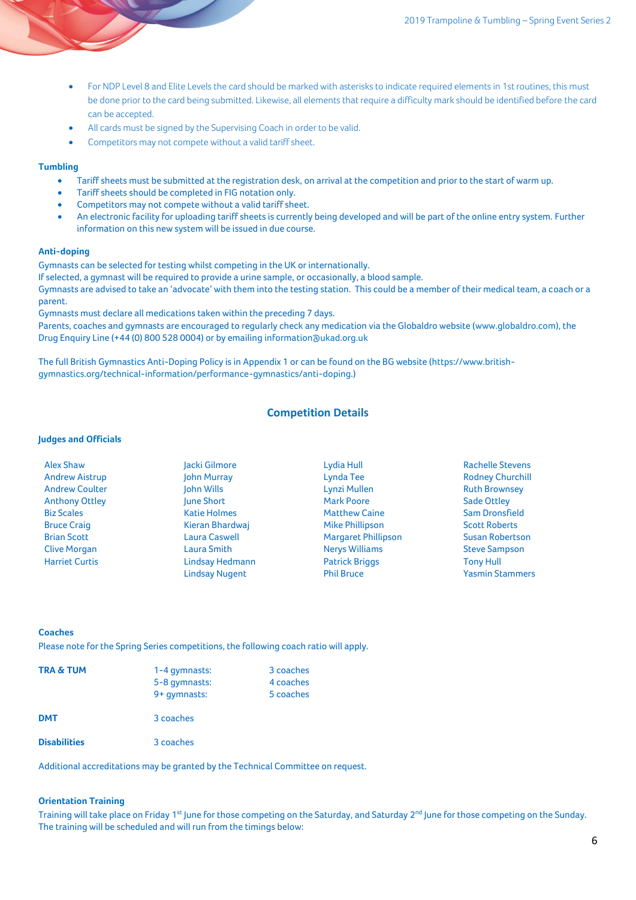- For NDP Level 8 and Elite Levels the card should be marked with asterisks to indicate required elements in 1st routines, this must be done prior to the card being submitted. Likewise, all elements that require a difficulty mark should be identified before the card can be accepted.
- All cards must be signed by the Supervising Coach in order to be valid.
- Competitors may not compete without a valid tariff sheet.

#### Tumbling

- Tariff sheets must be submitted at the registration desk, on arrival at the competition and prior to the start of warm up.
- Tariff sheets should be completed in FIG notation only.
- Competitors may not compete without a valid tariff sheet.
- An electronic facility for uploading tariff sheets is currently being developed and will be part of the online entry system. Further information on this new system will be issued in due course.

#### Anti-doping

Gymnasts can be selected for testing whilst competing in the UK or internationally.
If selected, a gymnast will be required to provide a urine sample, or occasionally, a blood sample.
Gymnasts are advised to take an 'advocate' with them into the testing station. This could be a member of their medical team, a coach or a parent.
Gymnasts must declare all medications taken within the preceding 7 days.
Parents, coaches and gymnasts are encouraged to regularly check any medication via the Globaldro website (www.globaldro.com), the Drug Enquiry Line (+44 (0) 800 528 0004) or by emailing information@ukad.org.uk

The full British Gymnastics Anti-Doping Policy is in Appendix 1 or can be found on the BG website (https://www.british-gymnastics.org/technical-information/performance-gymnastics/anti-doping.)

## Competition Details

#### Judges and Officials

Alex Shaw
Andrew Aistrup
Andrew Coulter
Anthony Ottley
Biz Scales
Bruce Craig
Brian Scott
Clive Morgan
Harriet Curtis
Jacki Gilmore
John Murray
John Wills
June Short
Katie Holmes
Kieran Bhardwaj
Laura Caswell
Laura Smith
Lindsay Hedmann
Lindsay Nugent
Lydia Hull
Lynda Tee
Lynzi Mullen
Mark Poore
Matthew Caine
Mike Phillipson
Margaret Phillipson
Nerys Williams
Patrick Briggs
Phil Bruce
Rachelle Stevens
Rodney Churchill
Ruth Brownsey
Sade Ottley
Sam Dronsfield
Scott Roberts
Susan Robertson
Steve Sampson
Tony Hull
Yasmin Stammers

#### Coaches

Please note for the Spring Series competitions, the following coach ratio will apply.

| | | |
|---|---|---|
| **TRA & TUM** | 1-4 gymnasts: | 3 coaches |
| | 5-8 gymnasts: | 4 coaches |
| | 9+ gymnasts: | 5 coaches |
| **DMT** | 3 coaches | |
| **Disabilities** | 3 coaches | |

Additional accreditations may be granted by the Technical Committee on request.

#### Orientation Training

Training will take place on Friday 1st June for those competing on the Saturday, and Saturday 2nd June for those competing on the Sunday. The training will be scheduled and will run from the timings below: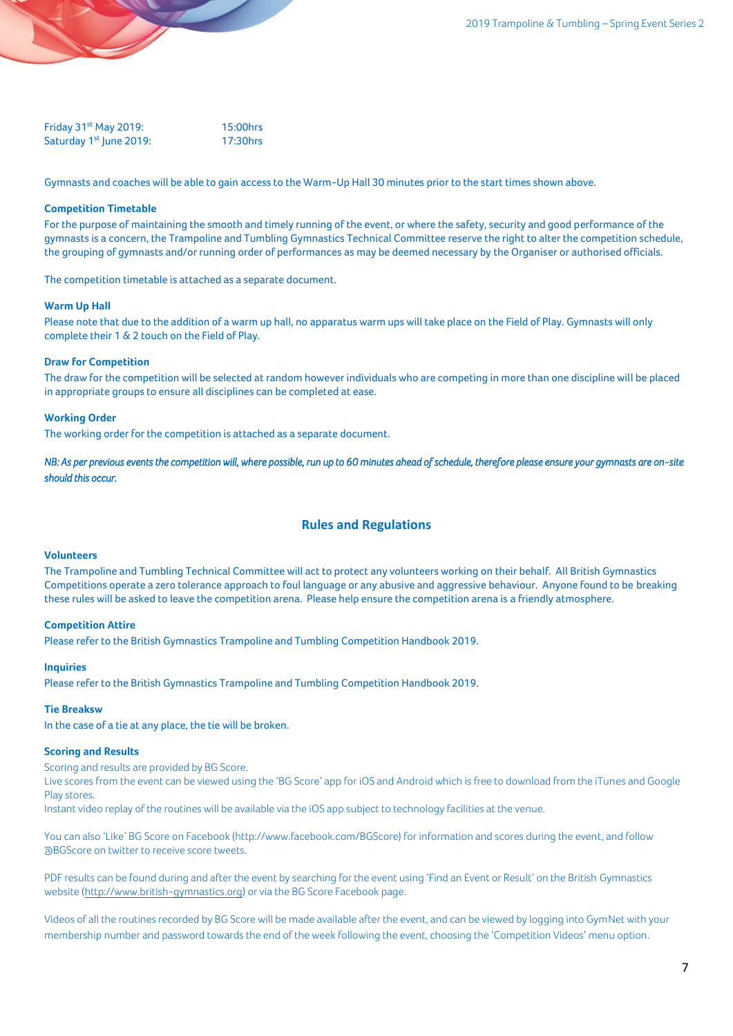Friday 31st May 2019: 15:00hrs
Saturday 1st June 2019: 17:30hrs

Gymnasts and coaches will be able to gain access to the Warm-Up Hall 30 minutes prior to the start times shown above.

**Competition Timetable**

For the purpose of maintaining the smooth and timely running of the event, or where the safety, security and good performance of the gymnasts is a concern, the Trampoline and Tumbling Gymnastics Technical Committee reserve the right to alter the competition schedule, the grouping of gymnasts and/or running order of performances as may be deemed necessary by the Organiser or authorised officials.

The competition timetable is attached as a separate document.

**Warm Up Hall**

Please note that due to the addition of a warm up hall, no apparatus warm ups will take place on the Field of Play. Gymnasts will only complete their 1 & 2 touch on the Field of Play.

**Draw for Competition**

The draw for the competition will be selected at random however individuals who are competing in more than one discipline will be placed in appropriate groups to ensure all disciplines can be completed at ease.

**Working Order**

The working order for the competition is attached as a separate document.

*NB: As per previous events the competition will, where possible, run up to 60 minutes ahead of schedule, therefore please ensure your gymnasts are on-site should this occur.*

## Rules and Regulations

**Volunteers**

The Trampoline and Tumbling Technical Committee will act to protect any volunteers working on their behalf. All British Gymnastics Competitions operate a zero tolerance approach to foul language or any abusive and aggressive behaviour. Anyone found to be breaking these rules will be asked to leave the competition arena. Please help ensure the competition arena is a friendly atmosphere.

**Competition Attire**

Please refer to the British Gymnastics Trampoline and Tumbling Competition Handbook 2019.

**Inquiries**

Please refer to the British Gymnastics Trampoline and Tumbling Competition Handbook 2019.

**Tie Breaksw**

In the case of a tie at any place, the tie will be broken.

**Scoring and Results**

Scoring and results are provided by BG Score.
Live scores from the event can be viewed using the 'BG Score' app for iOS and Android which is free to download from the iTunes and Google Play stores.
Instant video replay of the routines will be available via the iOS app subject to technology facilities at the venue.

You can also 'Like' BG Score on Facebook (http://www.facebook.com/BGScore) for information and scores during the event, and follow @BGScore on twitter to receive score tweets.

PDF results can be found during and after the event by searching for the event using 'Find an Event or Result' on the British Gymnastics website (http://www.british-gymnastics.org) or via the BG Score Facebook page.

Videos of all the routines recorded by BG Score will be made available after the event, and can be viewed by logging into GymNet with your membership number and password towards the end of the week following the event, choosing the 'Competition Videos' menu option.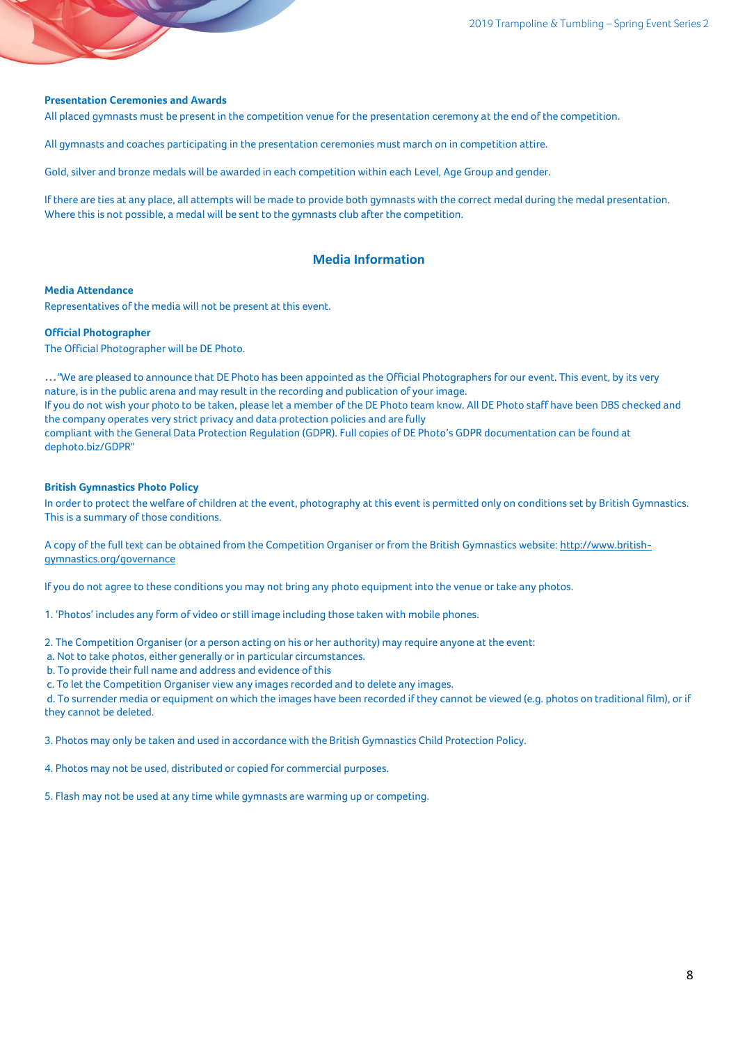### Presentation Ceremonies and Awards

All placed gymnasts must be present in the competition venue for the presentation ceremony at the end of the competition.

All gymnasts and coaches participating in the presentation ceremonies must march on in competition attire.

Gold, silver and bronze medals will be awarded in each competition within each Level, Age Group and gender.

If there are ties at any place, all attempts will be made to provide both gymnasts with the correct medal during the medal presentation. Where this is not possible, a medal will be sent to the gymnasts club after the competition.

## Media Information

### Media Attendance

Representatives of the media will not be present at this event.

### Official Photographer

The Official Photographer will be DE Photo.

…"We are pleased to announce that DE Photo has been appointed as the Official Photographers for our event. This event, by its very nature, is in the public arena and may result in the recording and publication of your image.
If you do not wish your photo to be taken, please let a member of the DE Photo team know. All DE Photo staff have been DBS checked and the company operates very strict privacy and data protection policies and are fully
compliant with the General Data Protection Regulation (GDPR). Full copies of DE Photo's GDPR documentation can be found at dephoto.biz/GDPR"

### British Gymnastics Photo Policy

In order to protect the welfare of children at the event, photography at this event is permitted only on conditions set by British Gymnastics. This is a summary of those conditions.

A copy of the full text can be obtained from the Competition Organiser or from the British Gymnastics website: http://www.british-gymnastics.org/governance

If you do not agree to these conditions you may not bring any photo equipment into the venue or take any photos.

1. 'Photos' includes any form of video or still image including those taken with mobile phones.

2. The Competition Organiser (or a person acting on his or her authority) may require anyone at the event:
 a. Not to take photos, either generally or in particular circumstances.
 b. To provide their full name and address and evidence of this
 c. To let the Competition Organiser view any images recorded and to delete any images.
 d. To surrender media or equipment on which the images have been recorded if they cannot be viewed (e.g. photos on traditional film), or if they cannot be deleted.

3. Photos may only be taken and used in accordance with the British Gymnastics Child Protection Policy.

4. Photos may not be used, distributed or copied for commercial purposes.

5. Flash may not be used at any time while gymnasts are warming up or competing.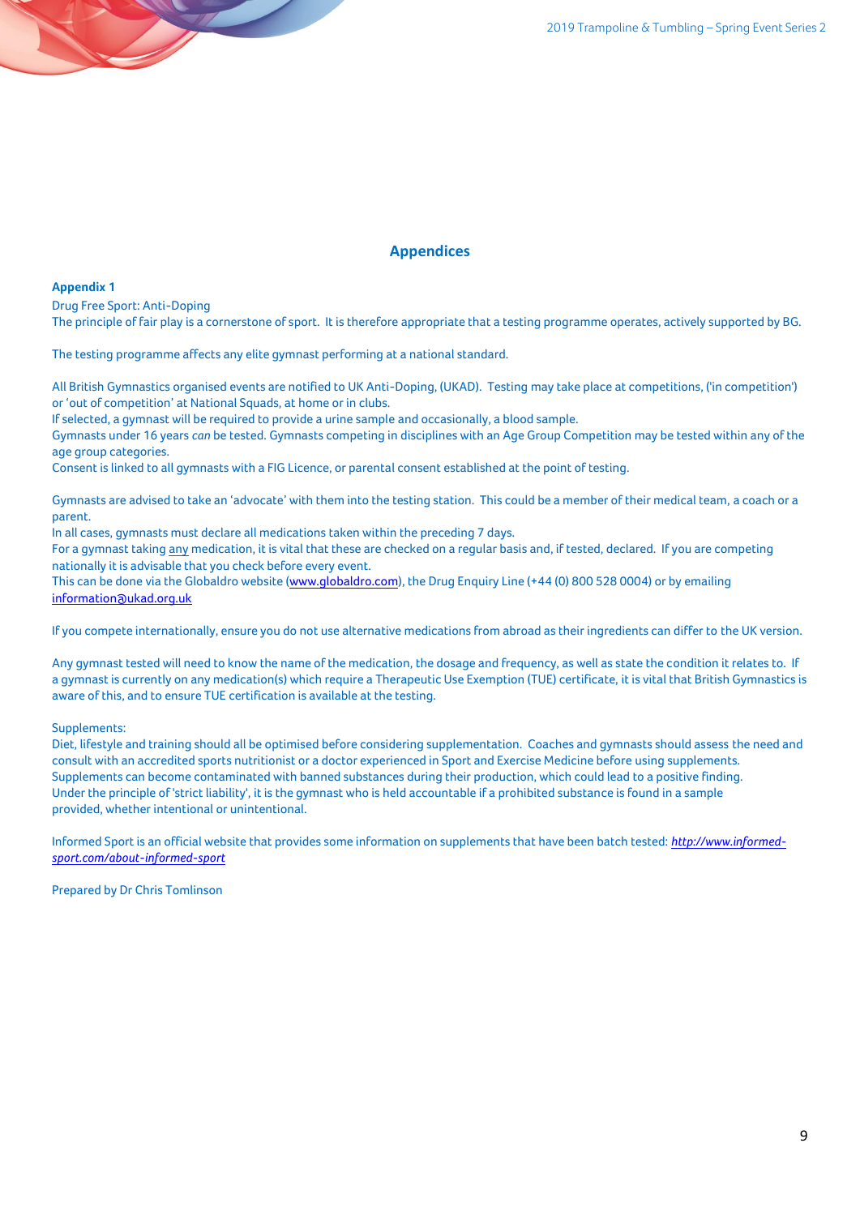## Appendices

**Appendix 1**

Drug Free Sport: Anti-Doping

The principle of fair play is a cornerstone of sport. It is therefore appropriate that a testing programme operates, actively supported by BG.

The testing programme affects any elite gymnast performing at a national standard.

All British Gymnastics organised events are notified to UK Anti-Doping, (UKAD). Testing may take place at competitions, ('in competition') or 'out of competition' at National Squads, at home or in clubs.

If selected, a gymnast will be required to provide a urine sample and occasionally, a blood sample.

Gymnasts under 16 years *can* be tested. Gymnasts competing in disciplines with an Age Group Competition may be tested within any of the age group categories.

Consent is linked to all gymnasts with a FIG Licence, or parental consent established at the point of testing.

Gymnasts are advised to take an 'advocate' with them into the testing station. This could be a member of their medical team, a coach or a parent.

In all cases, gymnasts must declare all medications taken within the preceding 7 days.

For a gymnast taking any medication, it is vital that these are checked on a regular basis and, if tested, declared. If you are competing nationally it is advisable that you check before every event.

This can be done via the Globaldro website (www.globaldro.com), the Drug Enquiry Line (+44 (0) 800 528 0004) or by emailing information@ukad.org.uk

If you compete internationally, ensure you do not use alternative medications from abroad as their ingredients can differ to the UK version.

Any gymnast tested will need to know the name of the medication, the dosage and frequency, as well as state the condition it relates to. If a gymnast is currently on any medication(s) which require a Therapeutic Use Exemption (TUE) certificate, it is vital that British Gymnastics is aware of this, and to ensure TUE certification is available at the testing.

Supplements:

Diet, lifestyle and training should all be optimised before considering supplementation. Coaches and gymnasts should assess the need and consult with an accredited sports nutritionist or a doctor experienced in Sport and Exercise Medicine before using supplements.

Supplements can become contaminated with banned substances during their production, which could lead to a positive finding.

Under the principle of 'strict liability', it is the gymnast who is held accountable if a prohibited substance is found in a sample provided, whether intentional or unintentional.

Informed Sport is an official website that provides some information on supplements that have been batch tested: *http://www.informed-sport.com/about-informed-sport*

Prepared by Dr Chris Tomlinson